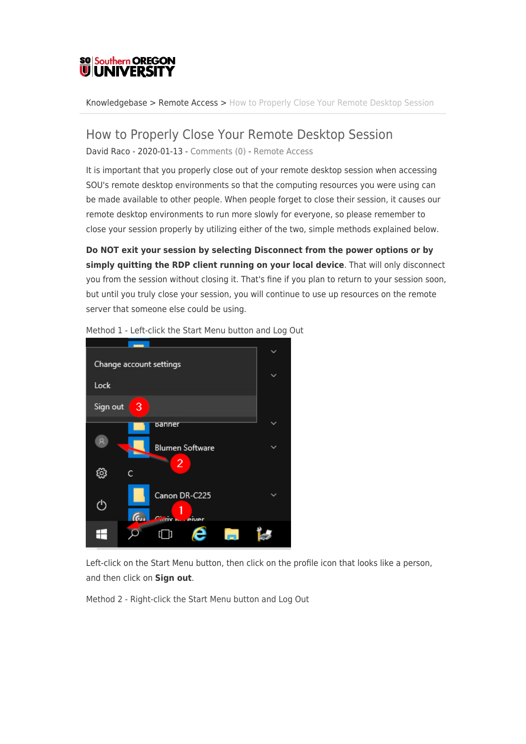Knowledgebase > Remote Access > How to Properly Close Your Remote Desktop Session

# How to Properly Close Your Remote Desktop Session

David Raco - 2020-01-13 - Comments (0) - Remote Access

It is important that you properly close out of your remote desktop session when accessing SOU's remote desktop environments so that the computing resources you were using can be made available to other people. When people forget to close their session, it causes our remote desktop environments to run more slowly for everyone, so please remember to close your session properly by utilizing either of the two, simple methods explained below.

**Do NOT exit your session by selecting Disconnect from the power options or by simply quitting the RDP client running on your local device**. That will only disconnect you from the session without closing it. That's fine if you plan to return to your session soon, but until you truly close your session, you will continue to use up resources on the remote server that someone else could be using.

Method 1 - Left-click the Start Menu button and Log Out

Left-click on the Start Menu button, then click on the profile icon that looks like a person, and then click on **Sign out**.

Method 2 - Right-click the Start Menu button and Log Out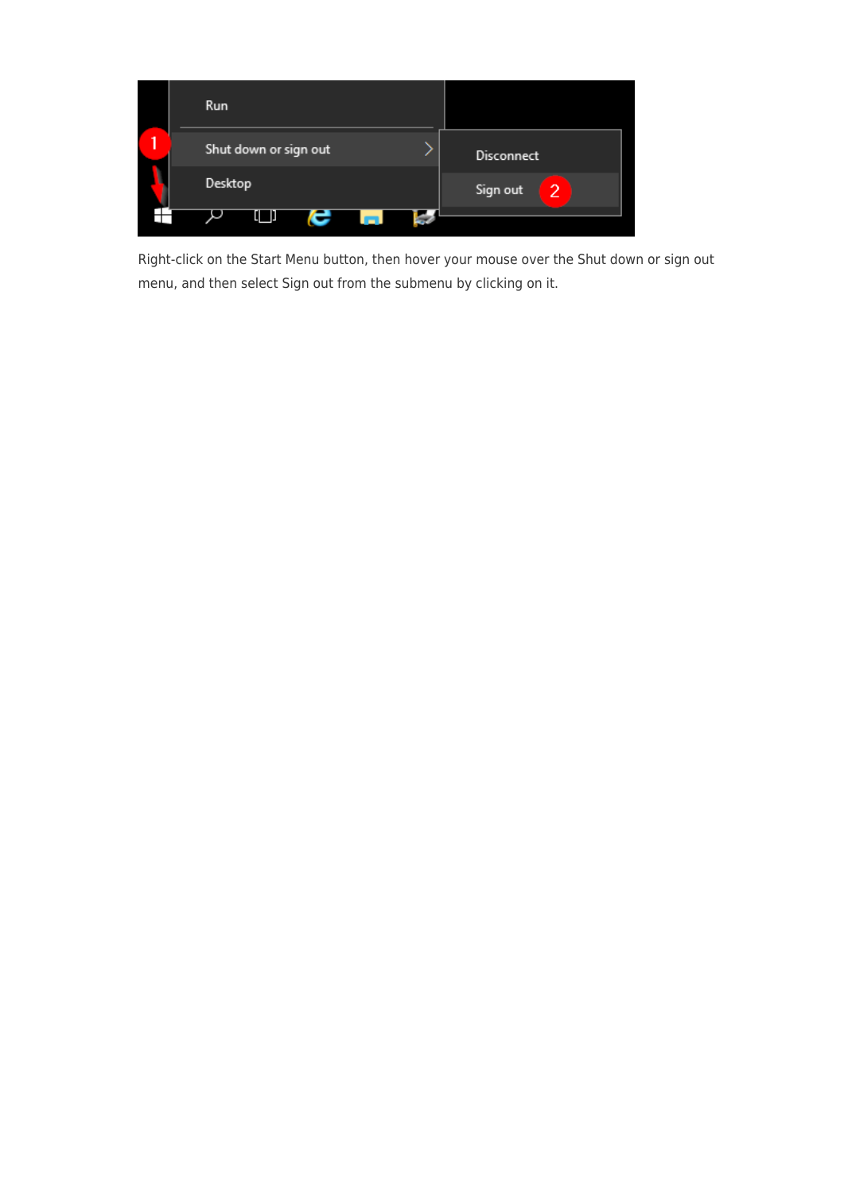Right-click on the Start Menu button, then hover your mouse over the Shut down or sign out menu, and then select Sign out from the submenu by clicking on it.